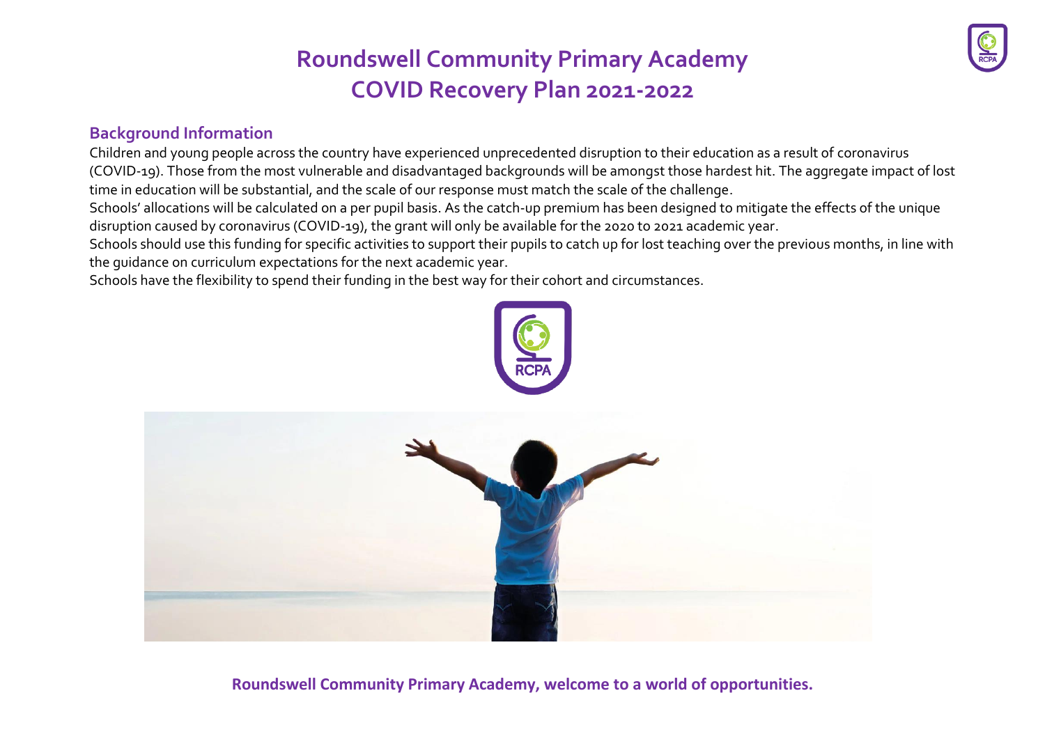# Roundswell Community Primary Academy
# COVID Recovery Plan 2021-2022

## Background Information

Children and young people across the country have experienced unprecedented disruption to their education as a result of coronavirus (COVID-19). Those from the most vulnerable and disadvantaged backgrounds will be amongst those hardest hit. The aggregate impact of lost time in education will be substantial, and the scale of our response must match the scale of the challenge.

Schools' allocations will be calculated on a per pupil basis. As the catch-up premium has been designed to mitigate the effects of the unique disruption caused by coronavirus (COVID-19), the grant will only be available for the 2020 to 2021 academic year.

Schools should use this funding for specific activities to support their pupils to catch up for lost teaching over the previous months, in line with the guidance on curriculum expectations for the next academic year.

Schools have the flexibility to spend their funding in the best way for their cohort and circumstances.

**Roundswell Community Primary Academy, welcome to a world of opportunities.**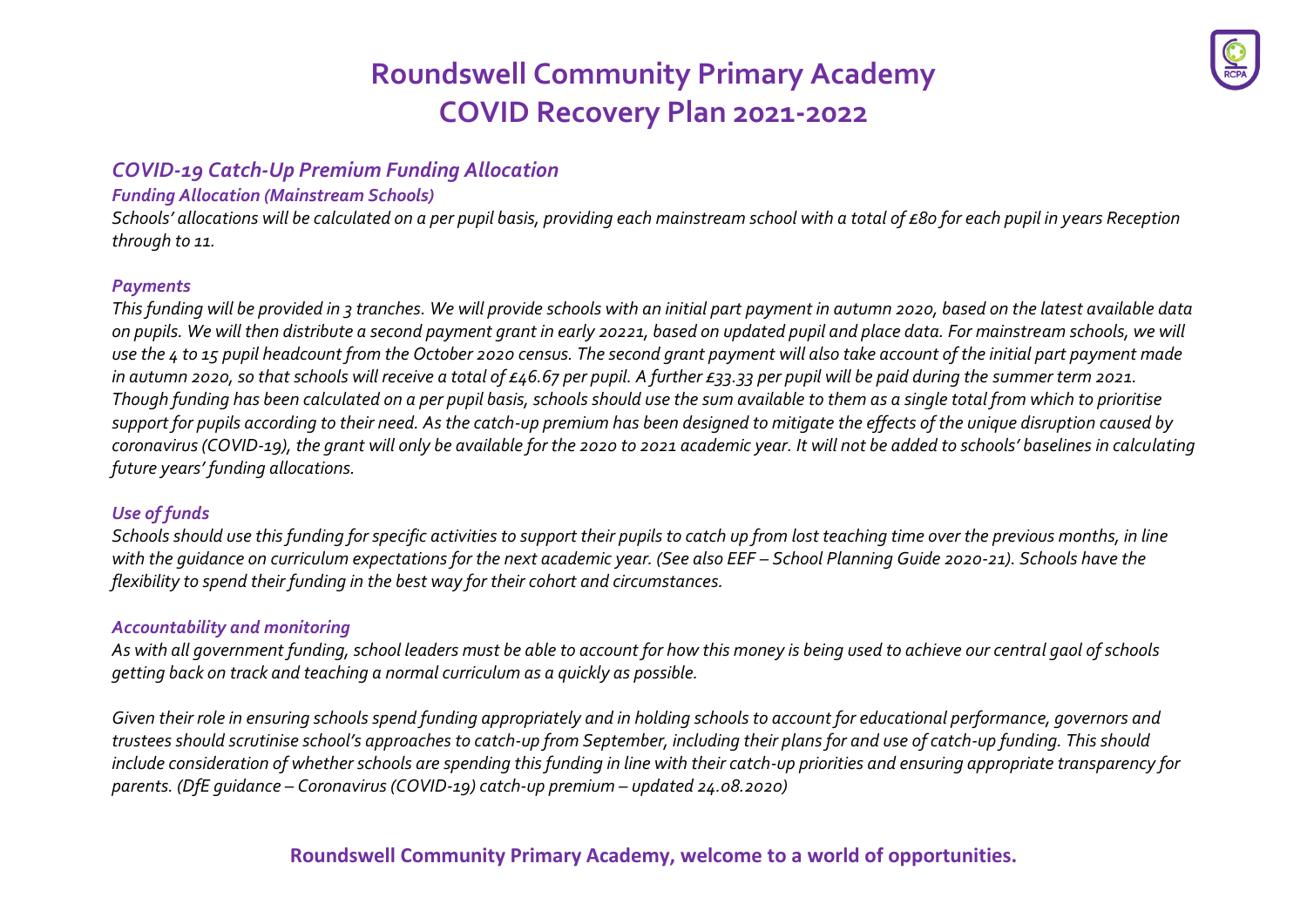# Roundswell Community Primary Academy
# COVID Recovery Plan 2021-2022

## *COVID-19 Catch-Up Premium Funding Allocation*

### *Funding Allocation (Mainstream Schools)*

*Schools' allocations will be calculated on a per pupil basis, providing each mainstream school with a total of £80 for each pupil in years Reception through to 11.*

### *Payments*

*This funding will be provided in 3 tranches. We will provide schools with an initial part payment in autumn 2020, based on the latest available data on pupils. We will then distribute a second payment grant in early 20221, based on updated pupil and place data. For mainstream schools, we will use the 4 to 15 pupil headcount from the October 2020 census. The second grant payment will also take account of the initial part payment made in autumn 2020, so that schools will receive a total of £46.67 per pupil. A further £33.33 per pupil will be paid during the summer term 2021. Though funding has been calculated on a per pupil basis, schools should use the sum available to them as a single total from which to prioritise support for pupils according to their need. As the catch-up premium has been designed to mitigate the effects of the unique disruption caused by coronavirus (COVID-19), the grant will only be available for the 2020 to 2021 academic year. It will not be added to schools' baselines in calculating future years' funding allocations.*

### *Use of funds*

*Schools should use this funding for specific activities to support their pupils to catch up from lost teaching time over the previous months, in line with the guidance on curriculum expectations for the next academic year. (See also EEF – School Planning Guide 2020-21). Schools have the flexibility to spend their funding in the best way for their cohort and circumstances.*

### *Accountability and monitoring*

*As with all government funding, school leaders must be able to account for how this money is being used to achieve our central gaol of schools getting back on track and teaching a normal curriculum as a quickly as possible.*

*Given their role in ensuring schools spend funding appropriately and in holding schools to account for educational performance, governors and trustees should scrutinise school's approaches to catch-up from September, including their plans for and use of catch-up funding. This should include consideration of whether schools are spending this funding in line with their catch-up priorities and ensuring appropriate transparency for parents. (DfE guidance – Coronavirus (COVID-19) catch-up premium – updated 24.08.2020)*

**Roundswell Community Primary Academy, welcome to a world of opportunities.**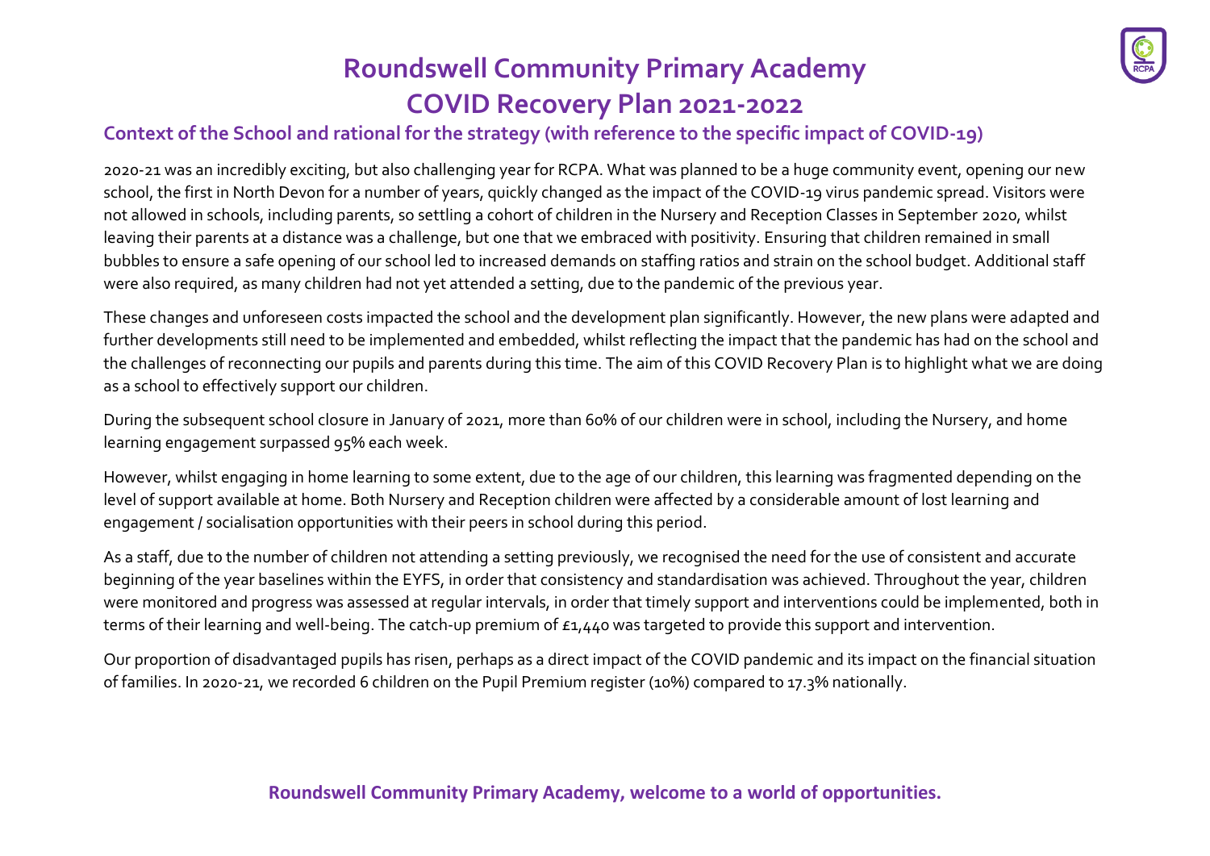# Roundswell Community Primary Academy
# COVID Recovery Plan 2021-2022

## Context of the School and rational for the strategy (with reference to the specific impact of COVID-19)

2020-21 was an incredibly exciting, but also challenging year for RCPA. What was planned to be a huge community event, opening our new school, the first in North Devon for a number of years, quickly changed as the impact of the COVID-19 virus pandemic spread. Visitors were not allowed in schools, including parents, so settling a cohort of children in the Nursery and Reception Classes in September 2020, whilst leaving their parents at a distance was a challenge, but one that we embraced with positivity. Ensuring that children remained in small bubbles to ensure a safe opening of our school led to increased demands on staffing ratios and strain on the school budget. Additional staff were also required, as many children had not yet attended a setting, due to the pandemic of the previous year.

These changes and unforeseen costs impacted the school and the development plan significantly. However, the new plans were adapted and further developments still need to be implemented and embedded, whilst reflecting the impact that the pandemic has had on the school and the challenges of reconnecting our pupils and parents during this time. The aim of this COVID Recovery Plan is to highlight what we are doing as a school to effectively support our children.

During the subsequent school closure in January of 2021, more than 60% of our children were in school, including the Nursery, and home learning engagement surpassed 95% each week.

However, whilst engaging in home learning to some extent, due to the age of our children, this learning was fragmented depending on the level of support available at home. Both Nursery and Reception children were affected by a considerable amount of lost learning and engagement / socialisation opportunities with their peers in school during this period.

As a staff, due to the number of children not attending a setting previously, we recognised the need for the use of consistent and accurate beginning of the year baselines within the EYFS, in order that consistency and standardisation was achieved. Throughout the year, children were monitored and progress was assessed at regular intervals, in order that timely support and interventions could be implemented, both in terms of their learning and well-being. The catch-up premium of £1,440 was targeted to provide this support and intervention.

Our proportion of disadvantaged pupils has risen, perhaps as a direct impact of the COVID pandemic and its impact on the financial situation of families. In 2020-21, we recorded 6 children on the Pupil Premium register (10%) compared to 17.3% nationally.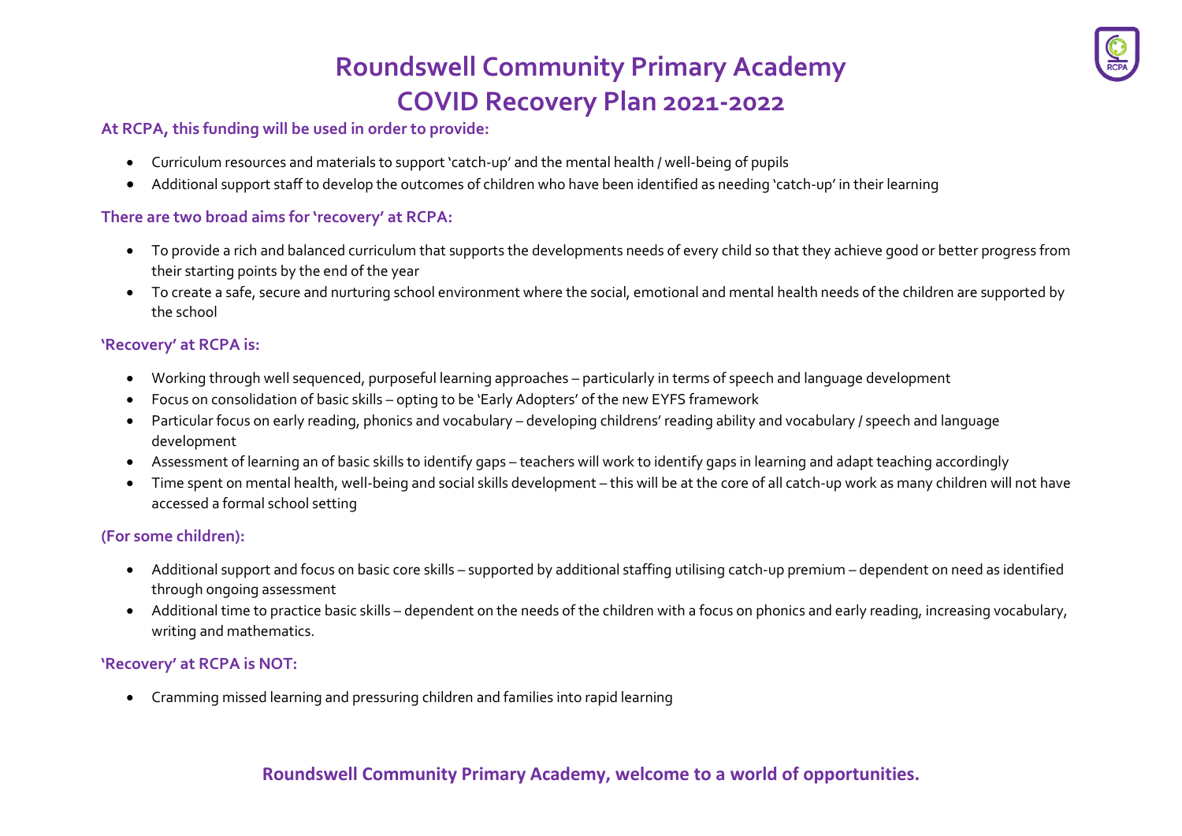# Roundswell Community Primary Academy
# COVID Recovery Plan 2021-2022

**At RCPA, this funding will be used in order to provide:**

- Curriculum resources and materials to support 'catch-up' and the mental health / well-being of pupils
- Additional support staff to develop the outcomes of children who have been identified as needing 'catch-up' in their learning

**There are two broad aims for 'recovery' at RCPA:**

- To provide a rich and balanced curriculum that supports the developments needs of every child so that they achieve good or better progress from their starting points by the end of the year
- To create a safe, secure and nurturing school environment where the social, emotional and mental health needs of the children are supported by the school

**'Recovery' at RCPA is:**

- Working through well sequenced, purposeful learning approaches – particularly in terms of speech and language development
- Focus on consolidation of basic skills – opting to be 'Early Adopters' of the new EYFS framework
- Particular focus on early reading, phonics and vocabulary – developing childrens' reading ability and vocabulary / speech and language development
- Assessment of learning an of basic skills to identify gaps – teachers will work to identify gaps in learning and adapt teaching accordingly
- Time spent on mental health, well-being and social skills development – this will be at the core of all catch-up work as many children will not have accessed a formal school setting

**(For some children):**

- Additional support and focus on basic core skills – supported by additional staffing utilising catch-up premium – dependent on need as identified through ongoing assessment
- Additional time to practice basic skills – dependent on the needs of the children with a focus on phonics and early reading, increasing vocabulary, writing and mathematics.

**'Recovery' at RCPA is NOT:**

- Cramming missed learning and pressuring children and families into rapid learning

**Roundswell Community Primary Academy, welcome to a world of opportunities.**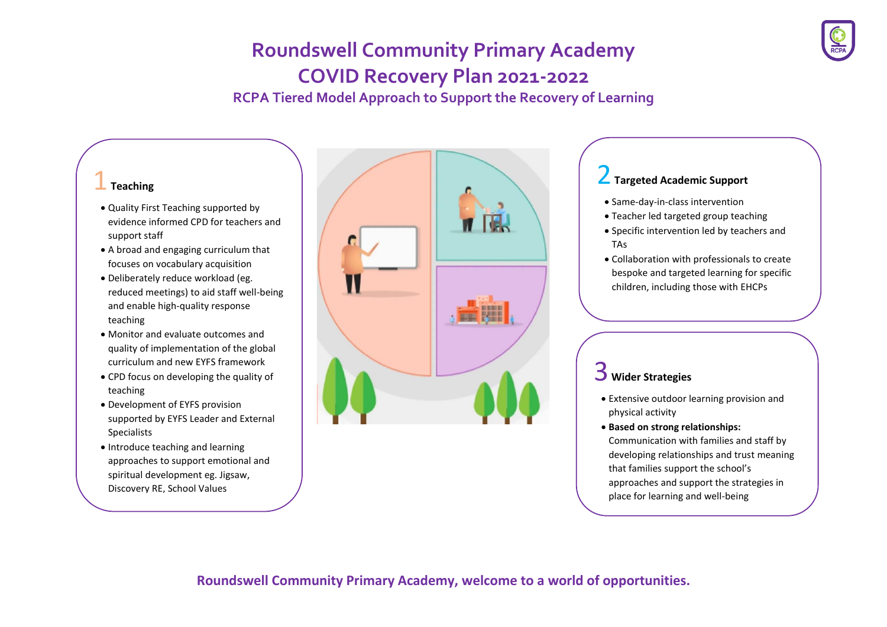# Roundswell Community Primary Academy

# COVID Recovery Plan 2021-2022

## RCPA Tiered Model Approach to Support the Recovery of Learning

### 1 Teaching

- Quality First Teaching supported by evidence informed CPD for teachers and support staff
- A broad and engaging curriculum that focuses on vocabulary acquisition
- Deliberately reduce workload (eg. reduced meetings) to aid staff well-being and enable high-quality response teaching
- Monitor and evaluate outcomes and quality of implementation of the global curriculum and new EYFS framework
- CPD focus on developing the quality of teaching
- Development of EYFS provision supported by EYFS Leader and External Specialists
- Introduce teaching and learning approaches to support emotional and spiritual development eg. Jigsaw, Discovery RE, School Values

### 2 Targeted Academic Support

- Same-day-in-class intervention
- Teacher led targeted group teaching
- Specific intervention led by teachers and TAs
- Collaboration with professionals to create bespoke and targeted learning for specific children, including those with EHCPs

### 3 Wider Strategies

- Extensive outdoor learning provision and physical activity
- **Based on strong relationships:** Communication with families and staff by developing relationships and trust meaning that families support the school's approaches and support the strategies in place for learning and well-being

**Roundswell Community Primary Academy, welcome to a world of opportunities.**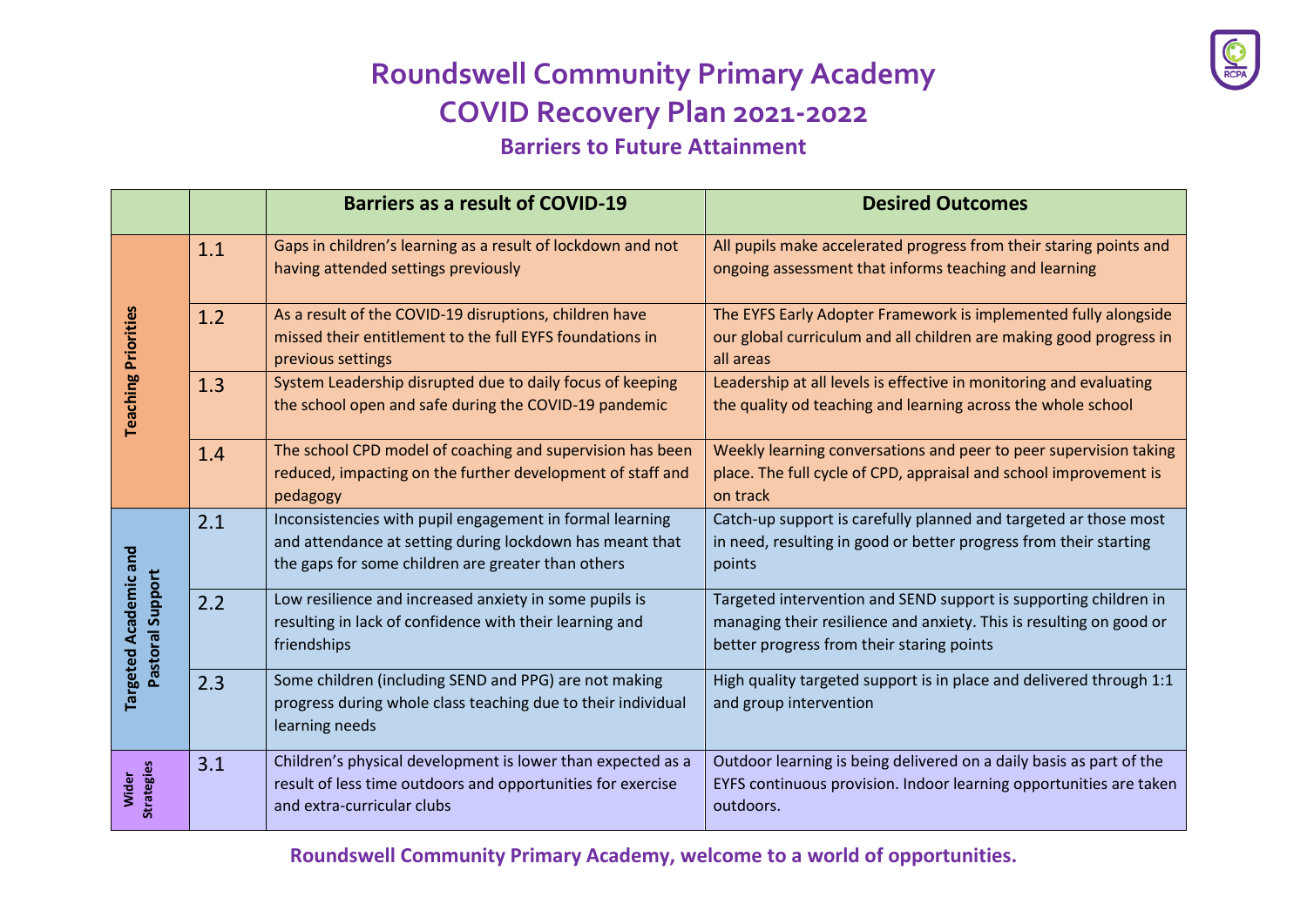# Roundswell Community Primary Academy

# COVID Recovery Plan 2021-2022

### Barriers to Future Attainment

| | | Barriers as a result of COVID-19 | Desired Outcomes |
|---|---|---|---|
| Teaching Priorities | 1.1 | Gaps in children's learning as a result of lockdown and not having attended settings previously | All pupils make accelerated progress from their staring points and ongoing assessment that informs teaching and learning |
| | 1.2 | As a result of the COVID-19 disruptions, children have missed their entitlement to the full EYFS foundations in previous settings | The EYFS Early Adopter Framework is implemented fully alongside our global curriculum and all children are making good progress in all areas |
| | 1.3 | System Leadership disrupted due to daily focus of keeping the school open and safe during the COVID-19 pandemic | Leadership at all levels is effective in monitoring and evaluating the quality od teaching and learning across the whole school |
| | 1.4 | The school CPD model of coaching and supervision has been reduced, impacting on the further development of staff and pedagogy | Weekly learning conversations and peer to peer supervision taking place. The full cycle of CPD, appraisal and school improvement is on track |
| Targeted Academic and Pastoral Support | 2.1 | Inconsistencies with pupil engagement in formal learning and attendance at setting during lockdown has meant that the gaps for some children are greater than others | Catch-up support is carefully planned and targeted ar those most in need, resulting in good or better progress from their starting points |
| | 2.2 | Low resilience and increased anxiety in some pupils is resulting in lack of confidence with their learning and friendships | Targeted intervention and SEND support is supporting children in managing their resilience and anxiety. This is resulting on good or better progress from their staring points |
| | 2.3 | Some children (including SEND and PPG) are not making progress during whole class teaching due to their individual learning needs | High quality targeted support is in place and delivered through 1:1 and group intervention |
| Wider Strategies | 3.1 | Children's physical development is lower than expected as a result of less time outdoors and opportunities for exercise and extra-curricular clubs | Outdoor learning is being delivered on a daily basis as part of the EYFS continuous provision. Indoor learning opportunities are taken outdoors. |

**Roundswell Community Primary Academy, welcome to a world of opportunities.**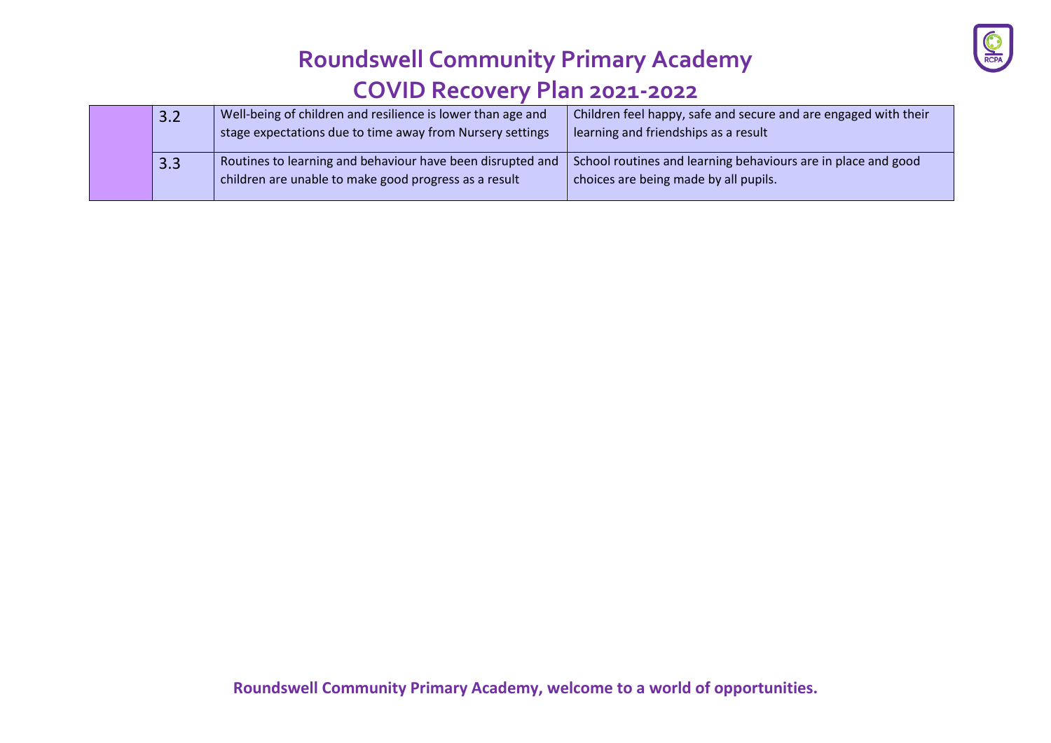| | | | |
|---|---|---|---|
| | 3.2 | Well-being of children and resilience is lower than age and stage expectations due to time away from Nursery settings | Children feel happy, safe and secure and are engaged with their learning and friendships as a result |
| | 3.3 | Routines to learning and behaviour have been disrupted and children are unable to make good progress as a result | School routines and learning behaviours are in place and good choices are being made by all pupils. |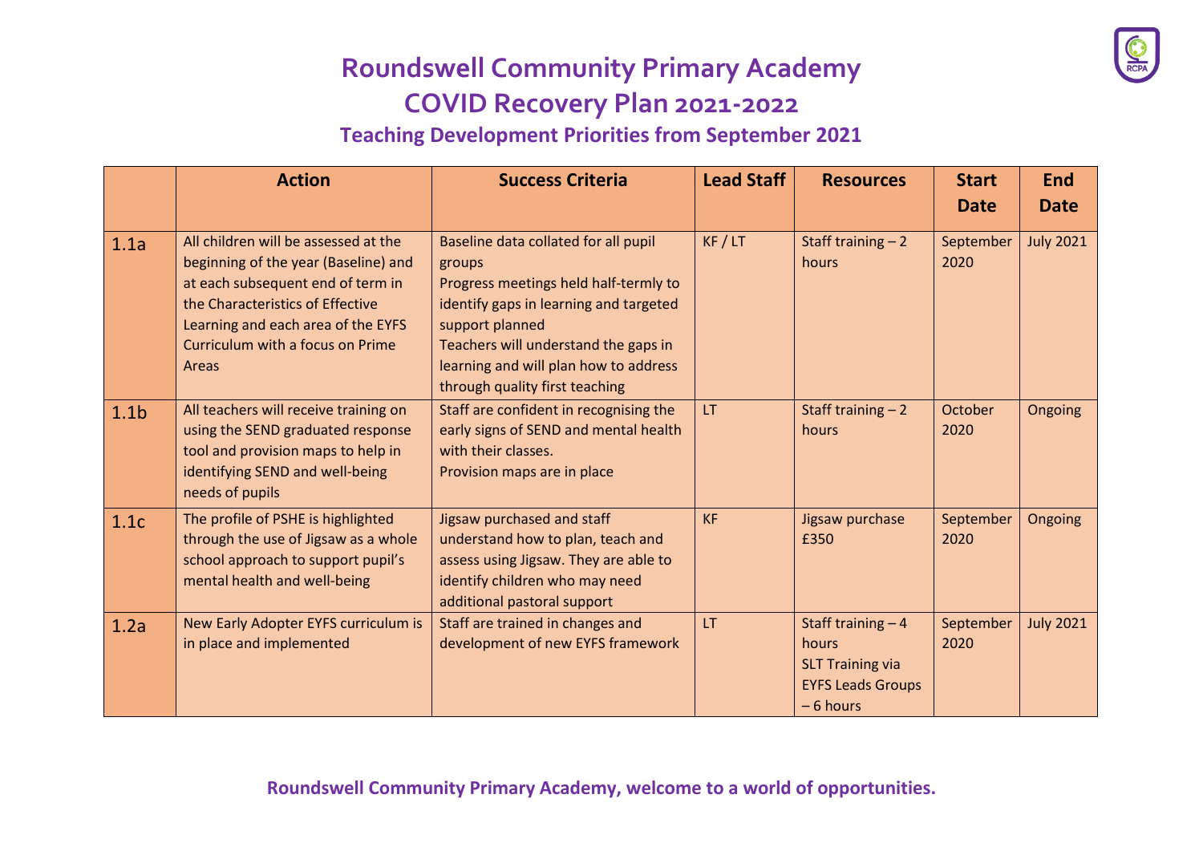# Roundswell Community Primary Academy

## COVID Recovery Plan 2021-2022

### Teaching Development Priorities from September 2021

| | Action | Success Criteria | Lead Staff | Resources | Start Date | End Date |
|---|---|---|---|---|---|---|
| 1.1a | All children will be assessed at the beginning of the year (Baseline) and at each subsequent end of term in the Characteristics of Effective Learning and each area of the EYFS Curriculum with a focus on Prime Areas | Baseline data collated for all pupil groups<br>Progress meetings held half-termly to identify gaps in learning and targeted support planned<br>Teachers will understand the gaps in learning and will plan how to address through quality first teaching | KF / LT | Staff training – 2 hours | September 2020 | July 2021 |
| 1.1b | All teachers will receive training on using the SEND graduated response tool and provision maps to help in identifying SEND and well-being needs of pupils | Staff are confident in recognising the early signs of SEND and mental health with their classes.<br>Provision maps are in place | LT | Staff training – 2 hours | October 2020 | Ongoing |
| 1.1c | The profile of PSHE is highlighted through the use of Jigsaw as a whole school approach to support pupil's mental health and well-being | Jigsaw purchased and staff understand how to plan, teach and assess using Jigsaw. They are able to identify children who may need additional pastoral support | KF | Jigsaw purchase £350 | September 2020 | Ongoing |
| 1.2a | New Early Adopter EYFS curriculum is in place and implemented | Staff are trained in changes and development of new EYFS framework | LT | Staff training – 4 hours<br>SLT Training via EYFS Leads Groups – 6 hours | September 2020 | July 2021 |

**Roundswell Community Primary Academy, welcome to a world of opportunities.**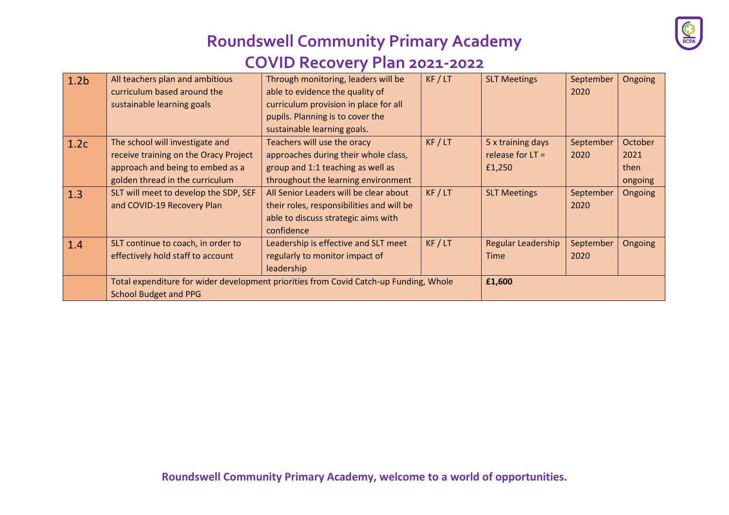# Roundswell Community Primary Academy

## COVID Recovery Plan 2021-2022

| | | | | | | |
|---|---|---|---|---|---|---|
| 1.2b | All teachers plan and ambitious curriculum based around the sustainable learning goals | Through monitoring, leaders will be able to evidence the quality of curriculum provision in place for all pupils. Planning is to cover the sustainable learning goals. | KF / LT | SLT Meetings | September 2020 | Ongoing |
| 1.2c | The school will investigate and receive training on the Oracy Project approach and being to embed as a golden thread in the curriculum | Teachers will use the oracy approaches during their whole class, group and 1:1 teaching as well as throughout the learning environment | KF / LT | 5 x training days release for LT = £1,250 | September 2020 | October 2021 then ongoing |
| 1.3 | SLT will meet to develop the SDP, SEF and COVID-19 Recovery Plan | All Senior Leaders will be clear about their roles, responsibilities and will be able to discuss strategic aims with confidence | KF / LT | SLT Meetings | September 2020 | Ongoing |
| 1.4 | SLT continue to coach, in order to effectively hold staff to account | Leadership is effective and SLT meet regularly to monitor impact of leadership | KF / LT | Regular Leadership Time | September 2020 | Ongoing |
| | Total expenditure for wider development priorities from Covid Catch-up Funding, Whole School Budget and PPG | | | **£1,600** | | |

**Roundswell Community Primary Academy, welcome to a world of opportunities.**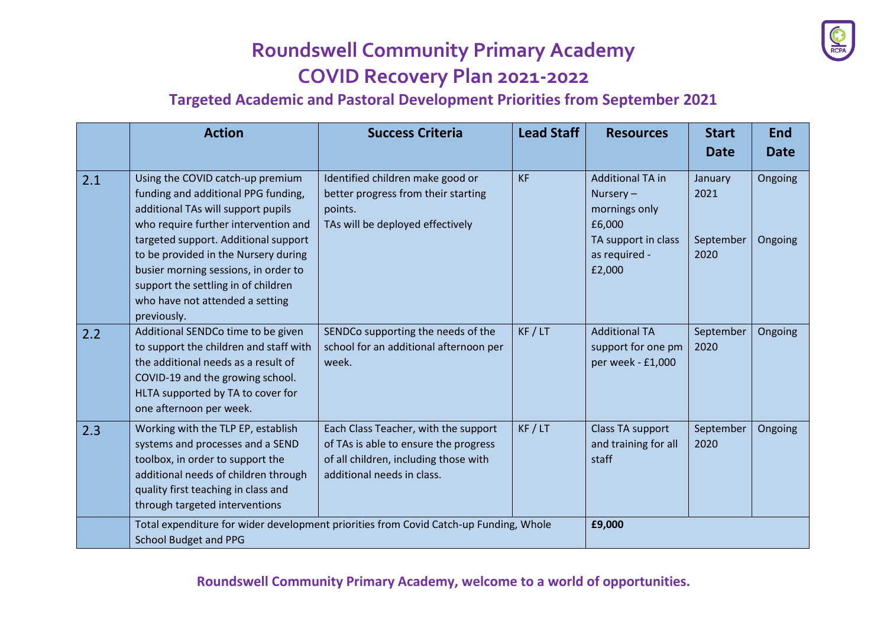# Roundswell Community Primary Academy

## COVID Recovery Plan 2021-2022

### Targeted Academic and Pastoral Development Priorities from September 2021

| | Action | Success Criteria | Lead Staff | Resources | Start Date | End Date |
|---|---|---|---|---|---|---|
| 2.1 | Using the COVID catch-up premium funding and additional PPG funding, additional TAs will support pupils who require further intervention and targeted support. Additional support to be provided in the Nursery during busier morning sessions, in order to support the settling in of children who have not attended a setting previously. | Identified children make good or better progress from their starting points.<br>TAs will be deployed effectively | KF | Additional TA in Nursery – mornings only £6,000<br>TA support in class as required - £2,000 | January 2021<br><br>September 2020 | Ongoing<br><br>Ongoing |
| 2.2 | Additional SENDCo time to be given to support the children and staff with the additional needs as a result of COVID-19 and the growing school. HLTA supported by TA to cover for one afternoon per week. | SENDCo supporting the needs of the school for an additional afternoon per week. | KF / LT | Additional TA support for one pm per week - £1,000 | September 2020 | Ongoing |
| 2.3 | Working with the TLP EP, establish systems and processes and a SEND toolbox, in order to support the additional needs of children through quality first teaching in class and through targeted interventions | Each Class Teacher, with the support of TAs is able to ensure the progress of all children, including those with additional needs in class. | KF / LT | Class TA support and training for all staff | September 2020 | Ongoing |
| | Total expenditure for wider development priorities from Covid Catch-up Funding, Whole School Budget and PPG | | | **£9,000** | | |

**Roundswell Community Primary Academy, welcome to a world of opportunities.**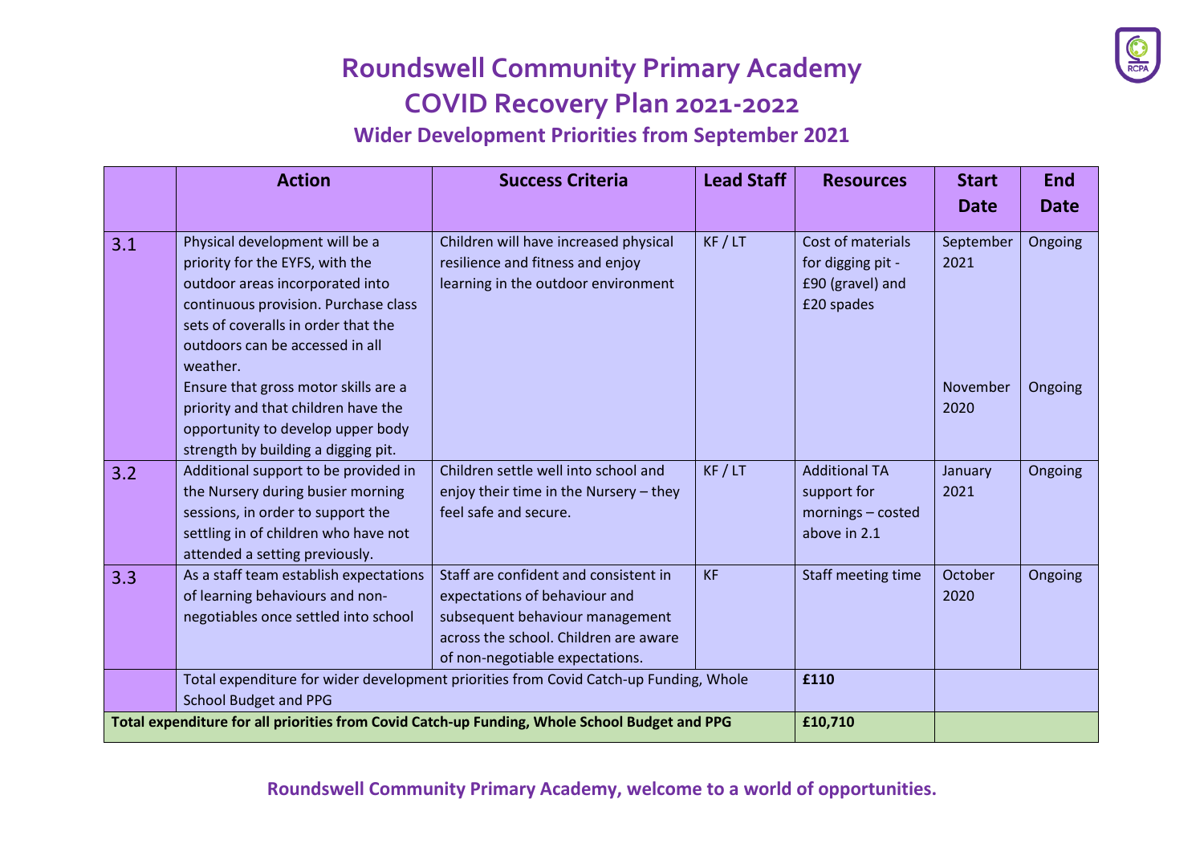# Roundswell Community Primary Academy

# COVID Recovery Plan 2021-2022

## Wider Development Priorities from September 2021

| | Action | Success Criteria | Lead Staff | Resources | Start Date | End Date |
|---|---|---|---|---|---|---|
| 3.1 | Physical development will be a priority for the EYFS, with the outdoor areas incorporated into continuous provision. Purchase class sets of coveralls in order that the outdoors can be accessed in all weather.<br>Ensure that gross motor skills are a priority and that children have the opportunity to develop upper body strength by building a digging pit. | Children will have increased physical resilience and fitness and enjoy learning in the outdoor environment | KF / LT | Cost of materials for digging pit - £90 (gravel) and £20 spades | September 2021<br><br>November 2020 | Ongoing<br><br>Ongoing |
| 3.2 | Additional support to be provided in the Nursery during busier morning sessions, in order to support the settling in of children who have not attended a setting previously. | Children settle well into school and enjoy their time in the Nursery – they feel safe and secure. | KF / LT | Additional TA support for mornings – costed above in 2.1 | January 2021 | Ongoing |
| 3.3 | As a staff team establish expectations of learning behaviours and non-negotiables once settled into school | Staff are confident and consistent in expectations of behaviour and subsequent behaviour management across the school. Children are aware of non-negotiable expectations. | KF | Staff meeting time | October 2020 | Ongoing |
| | Total expenditure for wider development priorities from Covid Catch-up Funding, Whole School Budget and PPG | | | **£110** | | |
| **Total expenditure for all priorities from Covid Catch-up Funding, Whole School Budget and PPG** | | | | **£10,710** | | |

**Roundswell Community Primary Academy, welcome to a world of opportunities.**